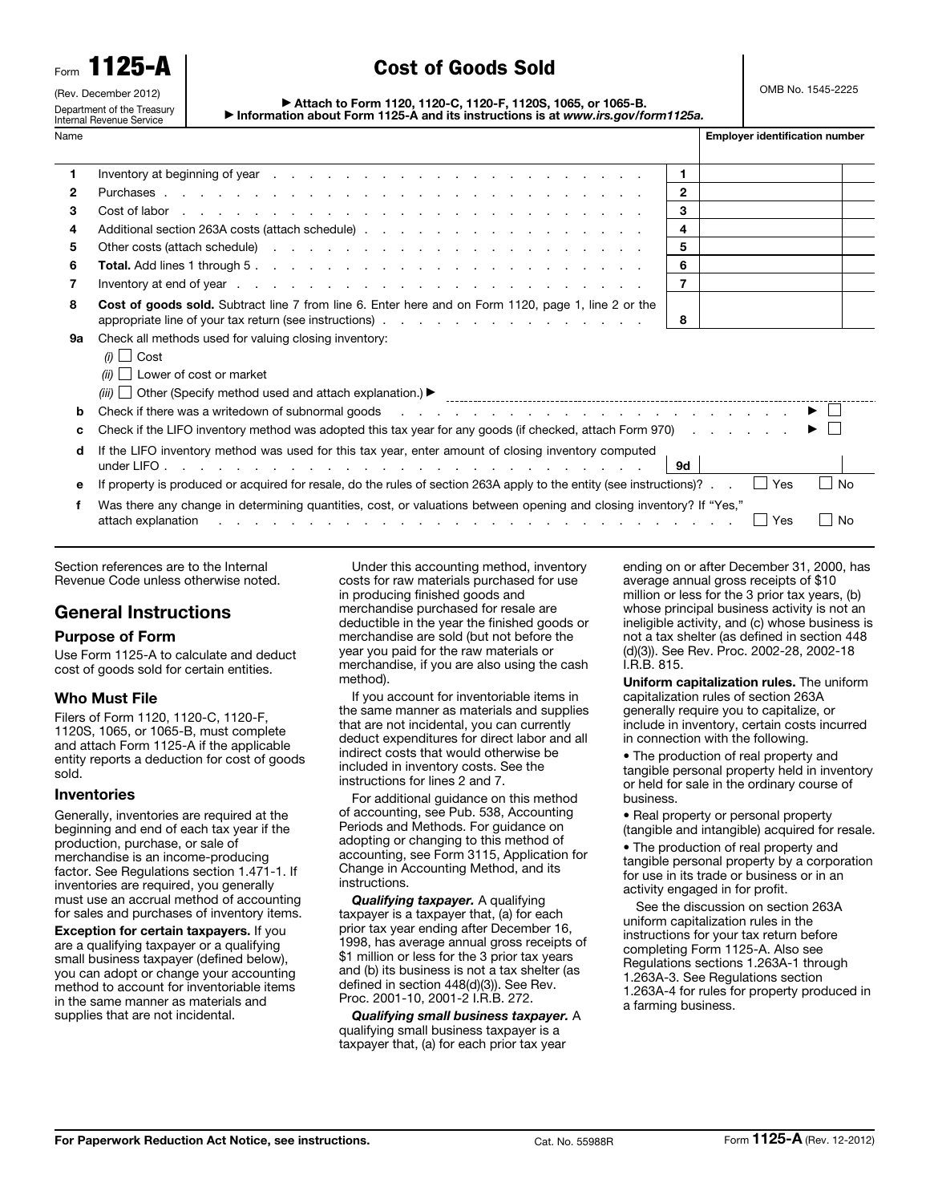Form **1125-A**

(Rev. December 2012)

Department of the Treasury
Internal Revenue Service

# Cost of Goods Sold

▶ Attach to Form 1120, 1120-C, 1120-F, 1120S, 1065, or 1065-B.
▶ Information about Form 1125-A and its instructions is at *www.irs.gov/form1125a.*

OMB No. 1545-2225

| Name | Employer identification number |
|---|---|
| | |

| | | | |
|---|---|---|---|
| **1** | Inventory at beginning of year | **1** | |
| **2** | Purchases | **2** | |
| **3** | Cost of labor | **3** | |
| **4** | Additional section 263A costs (attach schedule) | **4** | |
| **5** | Other costs (attach schedule) | **5** | |
| **6** | **Total.** Add lines 1 through 5 | **6** | |
| **7** | Inventory at end of year | **7** | |
| **8** | **Cost of goods sold.** Subtract line 7 from line 6. Enter here and on Form 1120, page 1, line 2 or the appropriate line of your tax return (see instructions) | **8** | |

**9a** Check all methods used for valuing closing inventory:

*(i)* ☐ Cost

*(ii)* ☐ Lower of cost or market

*(iii)* ☐ Other (Specify method used and attach explanation.) ▶

**b** Check if there was a writedown of subnormal goods ▶ ☐

**c** Check if the LIFO inventory method was adopted this tax year for any goods (if checked, attach Form 970) ▶ ☐

**d** If the LIFO inventory method was used for this tax year, enter amount of closing inventory computed under LIFO **9d**

**e** If property is produced or acquired for resale, do the rules of section 263A apply to the entity (see instructions)? ☐ Yes ☐ No

**f** Was there any change in determining quantities, cost, or valuations between opening and closing inventory? If "Yes," attach explanation ☐ Yes ☐ No

Section references are to the Internal Revenue Code unless otherwise noted.

## General Instructions

### Purpose of Form

Use Form 1125-A to calculate and deduct cost of goods sold for certain entities.

### Who Must File

Filers of Form 1120, 1120-C, 1120-F, 1120S, 1065, or 1065-B, must complete and attach Form 1125-A if the applicable entity reports a deduction for cost of goods sold.

### Inventories

Generally, inventories are required at the beginning and end of each tax year if the production, purchase, or sale of merchandise is an income-producing factor. See Regulations section 1.471-1. If inventories are required, you generally must use an accrual method of accounting for sales and purchases of inventory items.

**Exception for certain taxpayers.** If you are a qualifying taxpayer or a qualifying small business taxpayer (defined below), you can adopt or change your accounting method to account for inventoriable items in the same manner as materials and supplies that are not incidental.

Under this accounting method, inventory costs for raw materials purchased for use in producing finished goods and merchandise purchased for resale are deductible in the year the finished goods or merchandise are sold (but not before the year you paid for the raw materials or merchandise, if you are also using the cash method).

If you account for inventoriable items in the same manner as materials and supplies that are not incidental, you can currently deduct expenditures for direct labor and all indirect costs that would otherwise be included in inventory costs. See the instructions for lines 2 and 7.

For additional guidance on this method of accounting, see Pub. 538, Accounting Periods and Methods. For guidance on adopting or changing to this method of accounting, see Form 3115, Application for Change in Accounting Method, and its instructions.

***Qualifying taxpayer.*** A qualifying taxpayer is a taxpayer that, (a) for each prior tax year ending after December 16, 1998, has average annual gross receipts of $1 million or less for the 3 prior tax years and (b) its business is not a tax shelter (as defined in section 448(d)(3)). See Rev. Proc. 2001-10, 2001-2 I.R.B. 272.

***Qualifying small business taxpayer.*** A qualifying small business taxpayer is a taxpayer that, (a) for each prior tax year ending on or after December 31, 2000, has average annual gross receipts of $10 million or less for the 3 prior tax years, (b) whose principal business activity is not an ineligible activity, and (c) whose business is not a tax shelter (as defined in section 448 (d)(3)). See Rev. Proc. 2002-28, 2002-18 I.R.B. 815.

**Uniform capitalization rules.** The uniform capitalization rules of section 263A generally require you to capitalize, or include in inventory, certain costs incurred in connection with the following.

- The production of real property and tangible personal property held in inventory or held for sale in the ordinary course of business.
- Real property or personal property (tangible and intangible) acquired for resale.
- The production of real property and tangible personal property by a corporation for use in its trade or business or in an activity engaged in for profit.

See the discussion on section 263A uniform capitalization rules in the instructions for your tax return before completing Form 1125-A. Also see Regulations sections 1.263A-1 through 1.263A-3. See Regulations section 1.263A-4 for rules for property produced in a farming business.

**For Paperwork Reduction Act Notice, see instructions.** Cat. No. 55988R Form **1125-A** (Rev. 12-2012)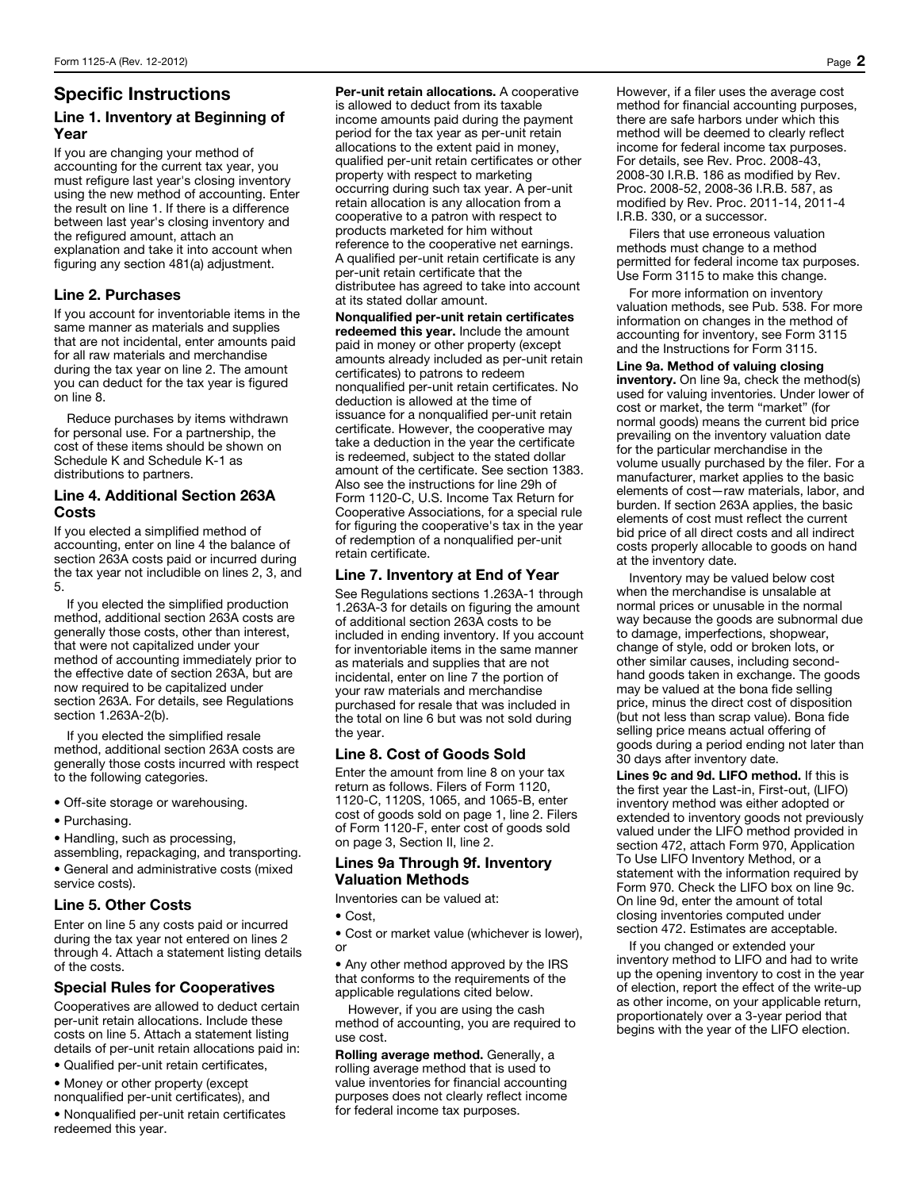# Specific Instructions

## Line 1. Inventory at Beginning of Year

If you are changing your method of accounting for the current tax year, you must refigure last year's closing inventory using the new method of accounting. Enter the result on line 1. If there is a difference between last year's closing inventory and the refigured amount, attach an explanation and take it into account when figuring any section 481(a) adjustment.

## Line 2. Purchases

If you account for inventoriable items in the same manner as materials and supplies that are not incidental, enter amounts paid for all raw materials and merchandise during the tax year on line 2. The amount you can deduct for the tax year is figured on line 8.

Reduce purchases by items withdrawn for personal use. For a partnership, the cost of these items should be shown on Schedule K and Schedule K-1 as distributions to partners.

## Line 4. Additional Section 263A Costs

If you elected a simplified method of accounting, enter on line 4 the balance of section 263A costs paid or incurred during the tax year not includible on lines 2, 3, and 5.

If you elected the simplified production method, additional section 263A costs are generally those costs, other than interest, that were not capitalized under your method of accounting immediately prior to the effective date of section 263A, but are now required to be capitalized under section 263A. For details, see Regulations section 1.263A-2(b).

If you elected the simplified resale method, additional section 263A costs are generally those costs incurred with respect to the following categories.

- Off-site storage or warehousing.
- Purchasing.
- Handling, such as processing, assembling, repackaging, and transporting.
- General and administrative costs (mixed service costs).

## Line 5. Other Costs

Enter on line 5 any costs paid or incurred during the tax year not entered on lines 2 through 4. Attach a statement listing details of the costs.

## Special Rules for Cooperatives

Cooperatives are allowed to deduct certain per-unit retain allocations. Include these costs on line 5. Attach a statement listing details of per-unit retain allocations paid in:

- Qualified per-unit retain certificates,
- Money or other property (except nonqualified per-unit certificates), and
- Nonqualified per-unit retain certificates redeemed this year.

**Per-unit retain allocations.** A cooperative is allowed to deduct from its taxable income amounts paid during the payment period for the tax year as per-unit retain allocations to the extent paid in money, qualified per-unit retain certificates or other property with respect to marketing occurring during such tax year. A per-unit retain allocation is any allocation from a cooperative to a patron with respect to products marketed for him without reference to the cooperative net earnings. A qualified per-unit retain certificate is any per-unit retain certificate that the distributee has agreed to take into account at its stated dollar amount.

**Nonqualified per-unit retain certificates redeemed this year.** Include the amount paid in money or other property (except amounts already included as per-unit retain certificates) to patrons to redeem nonqualified per-unit retain certificates. No deduction is allowed at the time of issuance for a nonqualified per-unit retain certificate. However, the cooperative may take a deduction in the year the certificate is redeemed, subject to the stated dollar amount of the certificate. See section 1383. Also see the instructions for line 29h of Form 1120-C, U.S. Income Tax Return for Cooperative Associations, for a special rule for figuring the cooperative's tax in the year of redemption of a nonqualified per-unit retain certificate.

## Line 7. Inventory at End of Year

See Regulations sections 1.263A-1 through 1.263A-3 for details on figuring the amount of additional section 263A costs to be included in ending inventory. If you account for inventoriable items in the same manner as materials and supplies that are not incidental, enter on line 7 the portion of your raw materials and merchandise purchased for resale that was included in the total on line 6 but was not sold during the year.

## Line 8. Cost of Goods Sold

Enter the amount from line 8 on your tax return as follows. Filers of Form 1120, 1120-C, 1120S, 1065, and 1065-B, enter cost of goods sold on page 1, line 2. Filers of Form 1120-F, enter cost of goods sold on page 3, Section II, line 2.

## Lines 9a Through 9f. Inventory Valuation Methods

Inventories can be valued at:

- Cost,
- Cost or market value (whichever is lower), or
- Any other method approved by the IRS that conforms to the requirements of the applicable regulations cited below.

However, if you are using the cash method of accounting, you are required to use cost.

**Rolling average method.** Generally, a rolling average method that is used to value inventories for financial accounting purposes does not clearly reflect income for federal income tax purposes. However, if a filer uses the average cost method for financial accounting purposes, there are safe harbors under which this method will be deemed to clearly reflect income for federal income tax purposes. For details, see Rev. Proc. 2008-43, 2008-30 I.R.B. 186 as modified by Rev. Proc. 2008-52, 2008-36 I.R.B. 587, as modified by Rev. Proc. 2011-14, 2011-4 I.R.B. 330, or a successor.

Filers that use erroneous valuation methods must change to a method permitted for federal income tax purposes. Use Form 3115 to make this change.

For more information on inventory valuation methods, see Pub. 538. For more information on changes in the method of accounting for inventory, see Form 3115 and the Instructions for Form 3115.

**Line 9a. Method of valuing closing inventory.** On line 9a, check the method(s) used for valuing inventories. Under lower of cost or market, the term "market" (for normal goods) means the current bid price prevailing on the inventory valuation date for the particular merchandise in the volume usually purchased by the filer. For a manufacturer, market applies to the basic elements of cost—raw materials, labor, and burden. If section 263A applies, the basic elements of cost must reflect the current bid price of all direct costs and all indirect costs properly allocable to goods on hand at the inventory date.

Inventory may be valued below cost when the merchandise is unsalable at normal prices or unusable in the normal way because the goods are subnormal due to damage, imperfections, shopwear, change of style, odd or broken lots, or other similar causes, including second-hand goods taken in exchange. The goods may be valued at the bona fide selling price, minus the direct cost of disposition (but not less than scrap value). Bona fide selling price means actual offering of goods during a period ending not later than 30 days after inventory date.

**Lines 9c and 9d. LIFO method.** If this is the first year the Last-in, First-out, (LIFO) inventory method was either adopted or extended to inventory goods not previously valued under the LIFO method provided in section 472, attach Form 970, Application To Use LIFO Inventory Method, or a statement with the information required by Form 970. Check the LIFO box on line 9c. On line 9d, enter the amount of total closing inventories computed under section 472. Estimates are acceptable.

If you changed or extended your inventory method to LIFO and had to write up the opening inventory to cost in the year of election, report the effect of the write-up as other income, on your applicable return, proportionately over a 3-year period that begins with the year of the LIFO election.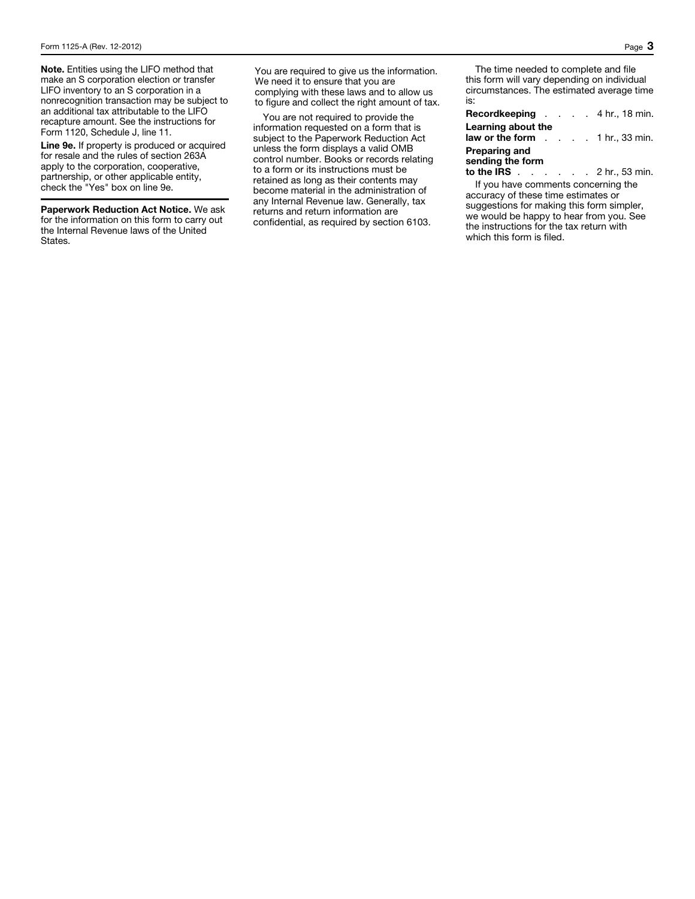**Note.** Entities using the LIFO method that make an S corporation election or transfer LIFO inventory to an S corporation in a nonrecognition transaction may be subject to an additional tax attributable to the LIFO recapture amount. See the instructions for Form 1120, Schedule J, line 11.

**Line 9e.** If property is produced or acquired for resale and the rules of section 263A apply to the corporation, cooperative, partnership, or other applicable entity, check the "Yes" box on line 9e.

**Paperwork Reduction Act Notice.** We ask for the information on this form to carry out the Internal Revenue laws of the United States.

You are required to give us the information. We need it to ensure that you are complying with these laws and to allow us to figure and collect the right amount of tax.

You are not required to provide the information requested on a form that is subject to the Paperwork Reduction Act unless the form displays a valid OMB control number. Books or records relating to a form or its instructions must be retained as long as their contents may become material in the administration of any Internal Revenue law. Generally, tax returns and return information are confidential, as required by section 6103.

The time needed to complete and file this form will vary depending on individual circumstances. The estimated average time is:

| | |
|---|---|
| **Recordkeeping** | 4 hr., 18 min. |
| **Learning about the law or the form** | 1 hr., 33 min. |
| **Preparing and sending the form to the IRS** | 2 hr., 53 min. |

If you have comments concerning the accuracy of these time estimates or suggestions for making this form simpler, we would be happy to hear from you. See the instructions for the tax return with which this form is filed.